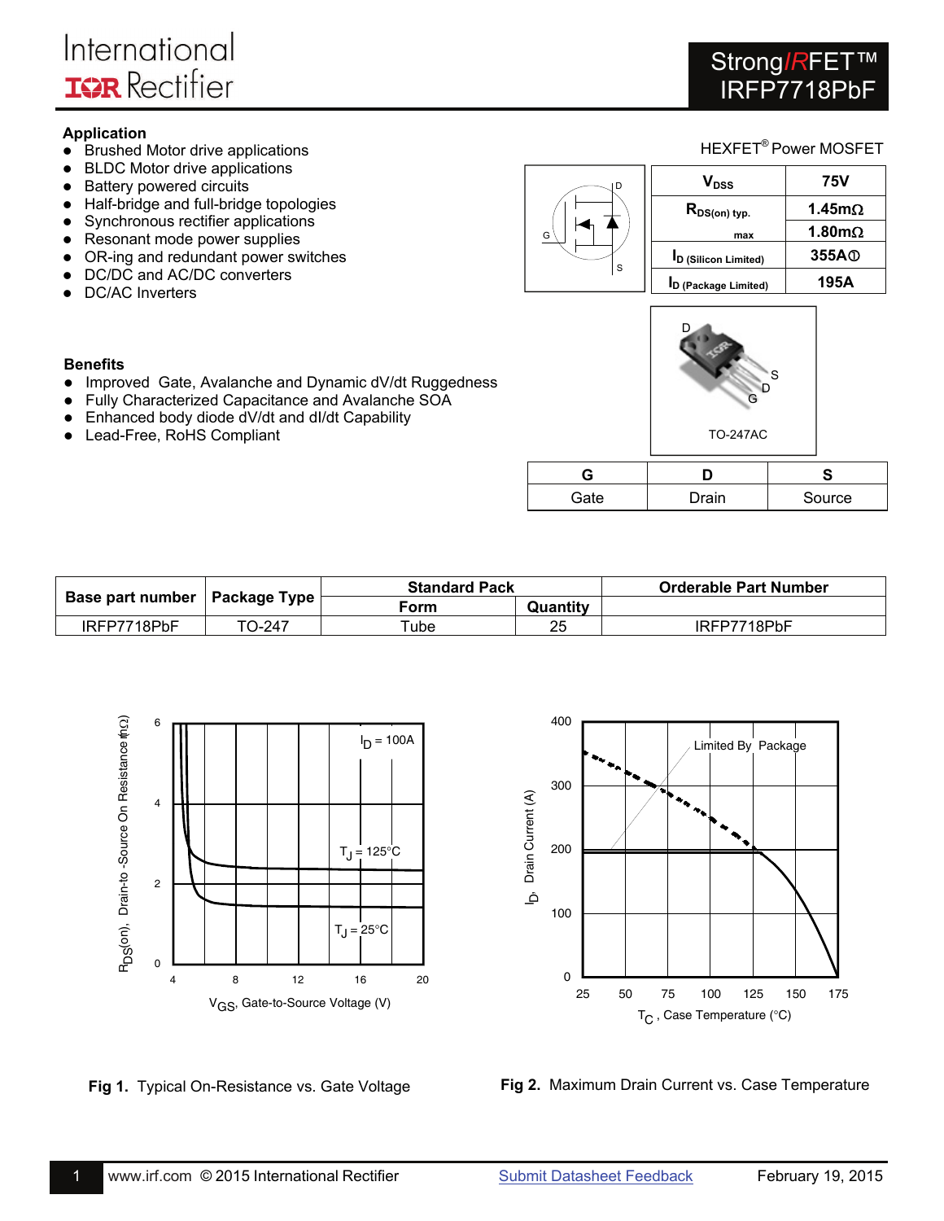International Rectifier

# StrongIRFET™ IRFP7718PbF

HEXFET® Power MOSFET

## Application

- Brushed Motor drive applications
- BLDC Motor drive applications
- Battery powered circuits
- Half-bridge and full-bridge topologies
- Synchronous rectifier applications
- Resonant mode power supplies
- OR-ing and redundant power switches
- DC/DC and AC/DC converters
- DC/AC Inverters

| | |
|---|---|
| $V_{DSS}$ | 75V |
| $R_{DS(on)}$ typ. | 1.45mΩ |
| max | 1.80mΩ |
| $I_D$ (Silicon Limited) | 355A① |
| $I_D$ (Package Limited) | 195A |

## Benefits

- Improved Gate, Avalanche and Dynamic dV/dt Ruggedness
- Fully Characterized Capacitance and Avalanche SOA
- Enhanced body diode dV/dt and dI/dt Capability
- Lead-Free, RoHS Compliant

TO-247AC

| G | D | S |
|---|---|---|
| Gate | Drain | Source |

| Base part number | Package Type | Standard Pack | | Orderable Part Number |
|---|---|---|---|---|
| | | Form | Quantity | |
| IRFP7718PbF | TO-247 | Tube | 25 | IRFP7718PbF |

**Fig 1.** Typical On-Resistance vs. Gate Voltage

**Fig 2.** Maximum Drain Current vs. Case Temperature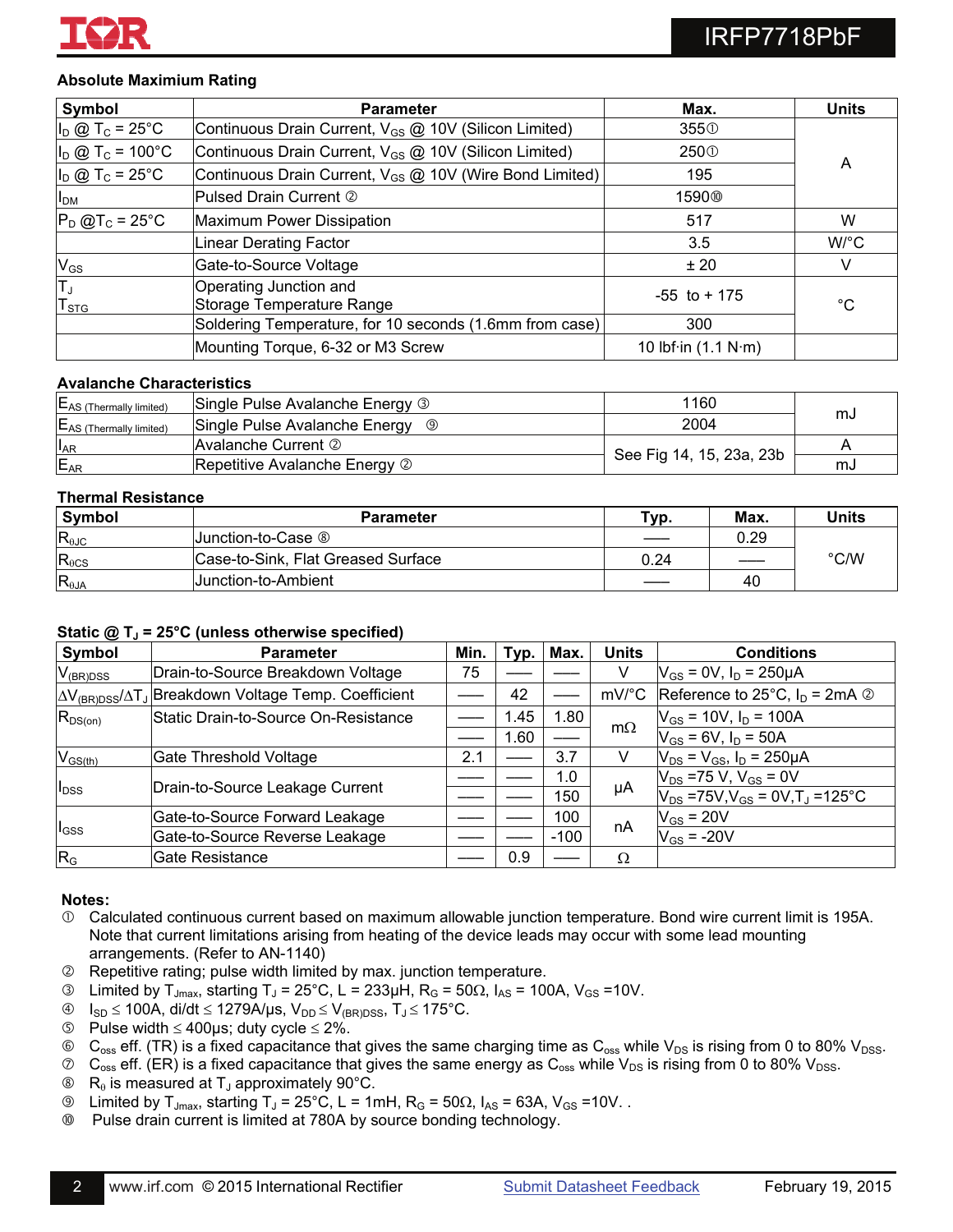## Absolute Maximum Rating

| Symbol | Parameter | Max. | Units |
|---|---|---|---|
| $I_D$ @ $T_C$ = 25°C | Continuous Drain Current, $V_{GS}$ @ 10V (Silicon Limited) | 355① | A |
| $I_D$ @ $T_C$ = 100°C | Continuous Drain Current, $V_{GS}$ @ 10V (Silicon Limited) | 250① | |
| $I_D$ @ $T_C$ = 25°C | Continuous Drain Current, $V_{GS}$ @ 10V (Wire Bond Limited) | 195 | |
| $I_{DM}$ | Pulsed Drain Current ② | 1590⑩ | |
| $P_D$ @$T_C$ = 25°C | Maximum Power Dissipation | 517 | W |
| | Linear Derating Factor | 3.5 | W/°C |
| $V_{GS}$ | Gate-to-Source Voltage | ± 20 | V |
| $T_J$<br>$T_{STG}$ | Operating Junction and<br>Storage Temperature Range | -55 to + 175 | °C |
| | Soldering Temperature, for 10 seconds (1.6mm from case) | 300 | |
| | Mounting Torque, 6-32 or M3 Screw | 10 lbf·in (1.1 N·m) | |

## Avalanche Characteristics

| Symbol | Parameter | Value | Units |
|---|---|---|---|
| $E_{AS\ (Thermally\ limited)}$ | Single Pulse Avalanche Energy ③ | 1160 | mJ |
| $E_{AS\ (Thermally\ limited)}$ | Single Pulse Avalanche Energy ⑨ | 2004 | |
| $I_{AR}$ | Avalanche Current ② | See Fig 14, 15, 23a, 23b | A |
| $E_{AR}$ | Repetitive Avalanche Energy ② | | mJ |

## Thermal Resistance

| Symbol | Parameter | Typ. | Max. | Units |
|---|---|---|---|---|
| $R_{\theta JC}$ | Junction-to-Case ⑧ | —— | 0.29 | °C/W |
| $R_{\theta CS}$ | Case-to-Sink, Flat Greased Surface | 0.24 | —— | |
| $R_{\theta JA}$ | Junction-to-Ambient | —— | 40 | |

## Static @ $T_J$ = 25°C (unless otherwise specified)

| Symbol | Parameter | Min. | Typ. | Max. | Units | Conditions |
|---|---|---|---|---|---|---|
| $V_{(BR)DSS}$ | Drain-to-Source Breakdown Voltage | 75 | —— | —— | V | $V_{GS}$ = 0V, $I_D$ = 250μA |
| $\Delta V_{(BR)DSS}/\Delta T_J$ | Breakdown Voltage Temp. Coefficient | —— | 42 | —— | mV/°C | Reference to 25°C, $I_D$ = 2mA ② |
| $R_{DS(on)}$ | Static Drain-to-Source On-Resistance | —— | 1.45 | 1.80 | mΩ | $V_{GS}$ = 10V, $I_D$ = 100A |
| | | —— | 1.60 | —— | | $V_{GS}$ = 6V, $I_D$ = 50A |
| $V_{GS(th)}$ | Gate Threshold Voltage | 2.1 | —— | 3.7 | V | $V_{DS}$ = $V_{GS}$, $I_D$ = 250μA |
| $I_{DSS}$ | Drain-to-Source Leakage Current | —— | —— | 1.0 | μA | $V_{DS}$ =75 V, $V_{GS}$ = 0V |
| | | —— | —— | 150 | | $V_{DS}$ =75V,$V_{GS}$ = 0V,$T_J$ =125°C |
| $I_{GSS}$ | Gate-to-Source Forward Leakage | —— | —— | 100 | nA | $V_{GS}$ = 20V |
| | Gate-to-Source Reverse Leakage | —— | —— | -100 | | $V_{GS}$ = -20V |
| $R_G$ | Gate Resistance | —— | 0.9 | —— | Ω | |

**Notes:**

① Calculated continuous current based on maximum allowable junction temperature. Bond wire current limit is 195A. Note that current limitations arising from heating of the device leads may occur with some lead mounting arrangements. (Refer to AN-1140)
② Repetitive rating; pulse width limited by max. junction temperature.
③ Limited by $T_{Jmax}$, starting $T_J$ = 25°C, L = 233μH, $R_G$ = 50Ω, $I_{AS}$ = 100A, $V_{GS}$ =10V.
④ $I_{SD} \leq$ 100A, di/dt ≤ 1279A/μs, $V_{DD} \leq V_{(BR)DSS}$, $T_J \leq$ 175°C.
⑤ Pulse width ≤ 400μs; duty cycle ≤ 2%.
⑥ $C_{oss}$ eff. (TR) is a fixed capacitance that gives the same charging time as $C_{oss}$ while $V_{DS}$ is rising from 0 to 80% $V_{DSS}$.
⑦ $C_{oss}$ eff. (ER) is a fixed capacitance that gives the same energy as $C_{oss}$ while $V_{DS}$ is rising from 0 to 80% $V_{DSS}$.
⑧ $R_\theta$ is measured at $T_J$ approximately 90°C.
⑨ Limited by $T_{Jmax}$, starting $T_J$ = 25°C, L = 1mH, $R_G$ = 50Ω, $I_{AS}$ = 63A, $V_{GS}$ =10V. .
⑩ Pulse drain current is limited at 780A by source bonding technology.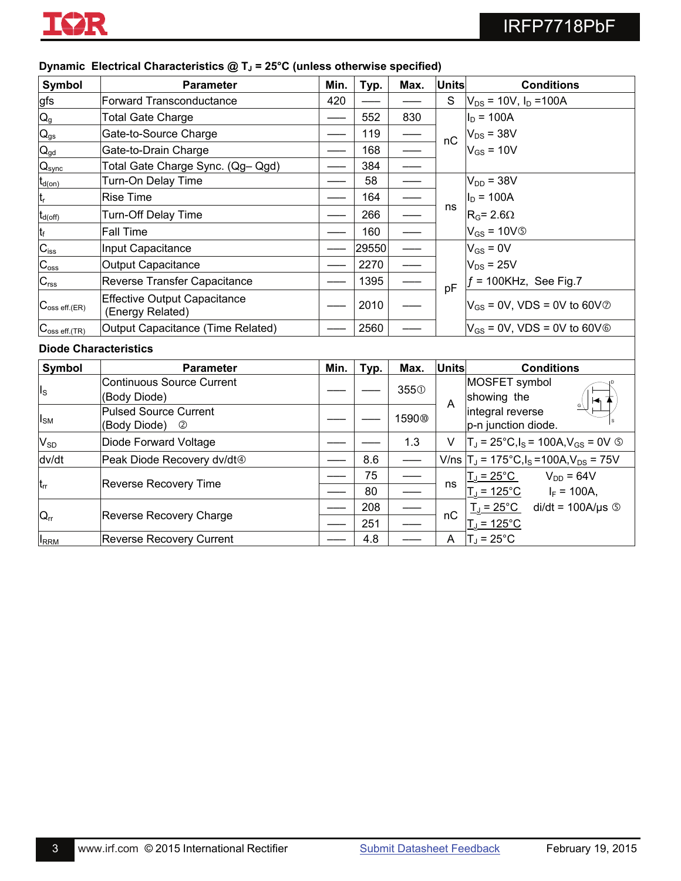## Dynamic Electrical Characteristics @ $T_J$ = 25°C (unless otherwise specified)

| Symbol | Parameter | Min. | Typ. | Max. | Units | Conditions |
|---|---|---|---|---|---|---|
| gfs | Forward Transconductance | 420 | —— | —— | S | $V_{DS}$ = 10V, $I_D$ =100A |
| $Q_g$ | Total Gate Charge | —— | 552 | 830 | nC | $I_D$ = 100A |
| $Q_{gs}$ | Gate-to-Source Charge | —— | 119 | —— | | $V_{DS}$ = 38V |
| $Q_{gd}$ | Gate-to-Drain Charge | —— | 168 | —— | | $V_{GS}$ = 10V |
| $Q_{sync}$ | Total Gate Charge Sync. (Qg– Qgd) | —— | 384 | —— | | |
| $t_{d(on)}$ | Turn-On Delay Time | —— | 58 | —— | ns | $V_{DD}$ = 38V |
| $t_r$ | Rise Time | —— | 164 | —— | | $I_D$ = 100A |
| $t_{d(off)}$ | Turn-Off Delay Time | —— | 266 | —— | | $R_G$= 2.6Ω |
| $t_f$ | Fall Time | —— | 160 | —— | | $V_{GS}$ = 10V⑤ |
| $C_{iss}$ | Input Capacitance | —— | 29550 | —— | pF | $V_{GS}$ = 0V |
| $C_{oss}$ | Output Capacitance | —— | 2270 | —— | | $V_{DS}$ = 25V |
| $C_{rss}$ | Reverse Transfer Capacitance | —— | 1395 | —— | | $f$ = 100KHz, See Fig.7 |
| $C_{oss\ eff.(ER)}$ | Effective Output Capacitance (Energy Related) | —— | 2010 | —— | | $V_{GS}$ = 0V, VDS = 0V to 60V⑦ |
| $C_{oss\ eff.(TR)}$ | Output Capacitance (Time Related) | —— | 2560 | —— | | $V_{GS}$ = 0V, VDS = 0V to 60V⑥ |

## Diode Characteristics

| Symbol | Parameter | Min. | Typ. | Max. | Units | Conditions |
|---|---|---|---|---|---|---|
| $I_S$ | Continuous Source Current (Body Diode) | —— | —— | 355① | A | MOSFET symbol showing the integral reverse p-n junction diode. |
| $I_{SM}$ | Pulsed Source Current (Body Diode) ② | —— | —— | 1590⑩ | | |
| $V_{SD}$ | Diode Forward Voltage | —— | —— | 1.3 | V | $T_J$ = 25°C,$I_S$ = 100A,$V_{GS}$ = 0V ⑤ |
| dv/dt | Peak Diode Recovery dv/dt④ | —— | 8.6 | —— | V/ns | $T_J$ = 175°C,$I_S$ =100A,$V_{DS}$ = 75V |
| $t_{rr}$ | Reverse Recovery Time | —— | 75 | —— | ns | $T_J$ = 25°C   $V_{DD}$ = 64V |
| | | —— | 80 | —— | | $T_J$ = 125°C   $I_F$ = 100A, |
| $Q_{rr}$ | Reverse Recovery Charge | —— | 208 | —— | nC | $T_J$ = 25°C   di/dt = 100A/μs ⑤ |
| | | —— | 251 | —— | | $T_J$ = 125°C |
| $I_{RRM}$ | Reverse Recovery Current | —— | 4.8 | —— | A | $T_J$ = 25°C |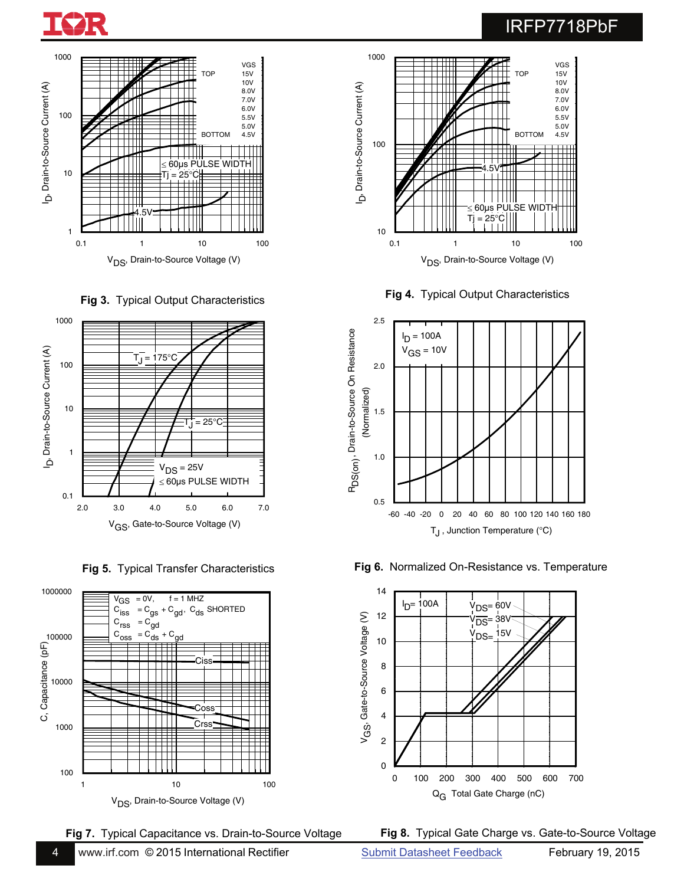**Fig 3.** Typical Output Characteristics

**Fig 4.** Typical Output Characteristics

**Fig 5.** Typical Transfer Characteristics

**Fig 6.** Normalized On-Resistance vs. Temperature

**Fig 7.** Typical Capacitance vs. Drain-to-Source Voltage

**Fig 8.** Typical Gate Charge vs. Gate-to-Source Voltage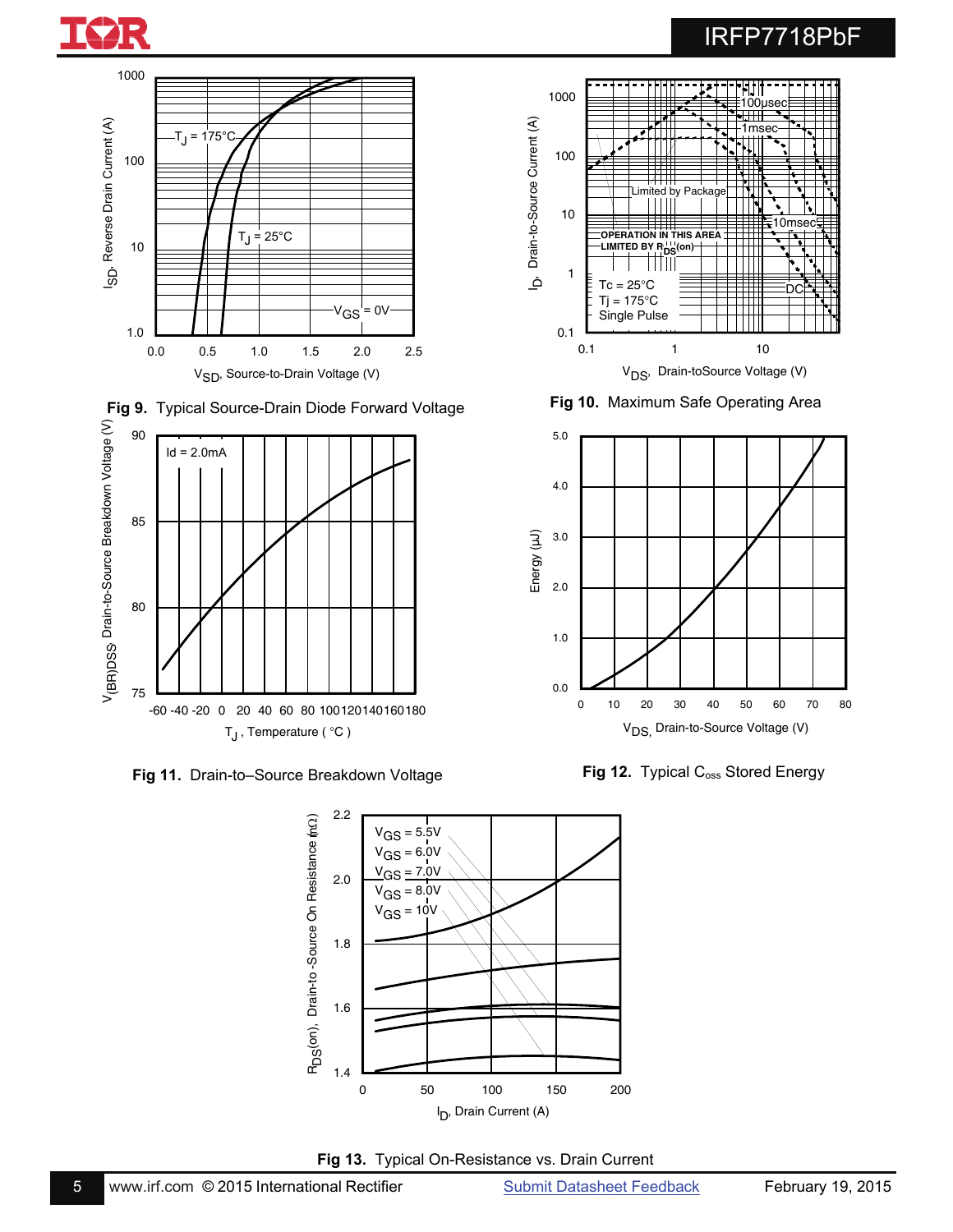**Fig 9.** Typical Source-Drain Diode Forward Voltage

**Fig 10.** Maximum Safe Operating Area

**Fig 11.** Drain-to–Source Breakdown Voltage

**Fig 12.** Typical $C_{oss}$ Stored Energy

**Fig 13.** Typical On-Resistance vs. Drain Current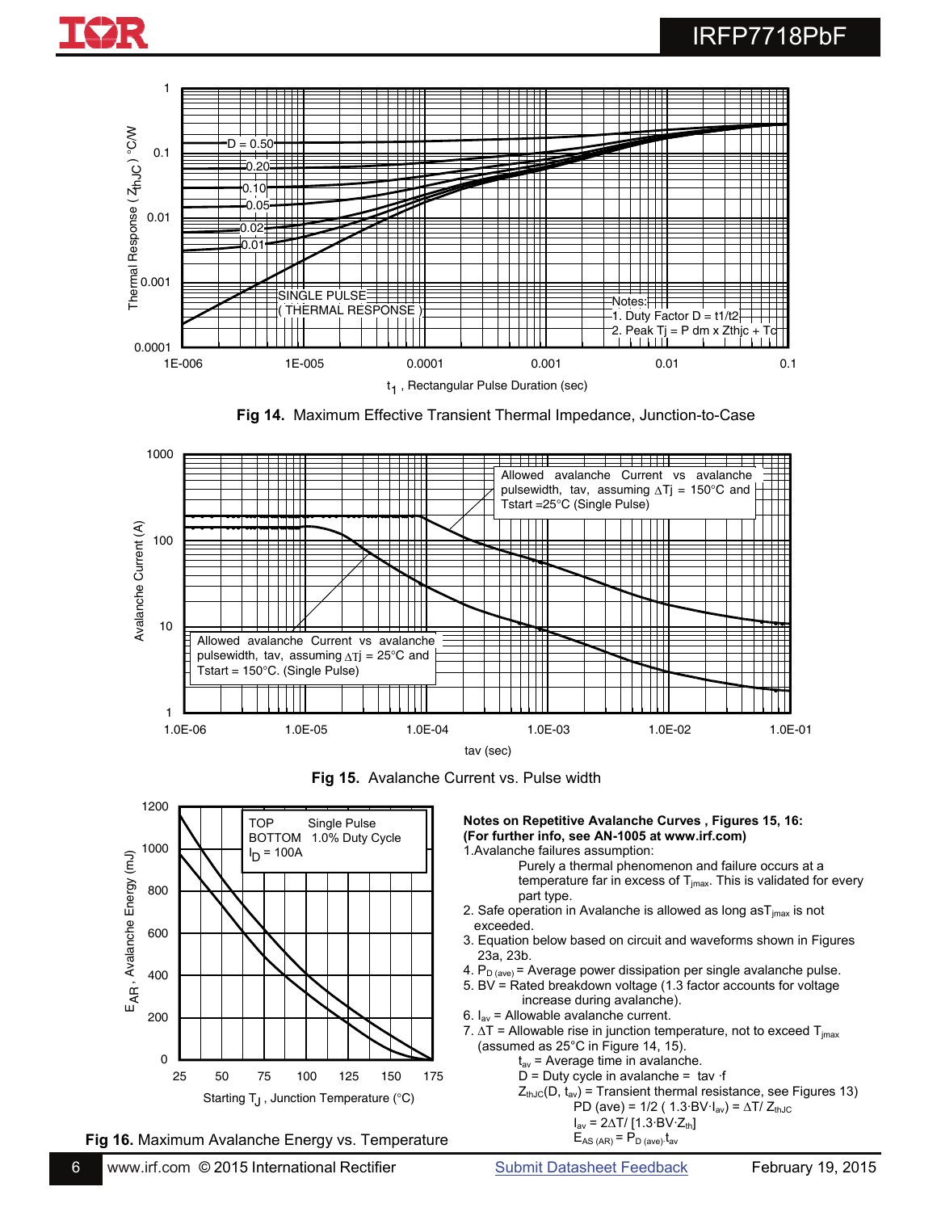Fig 14. Maximum Effective Transient Thermal Impedance, Junction-to-Case

Fig 15. Avalanche Current vs. Pulse width

Fig 16. Maximum Avalanche Energy vs. Temperature

**Notes on Repetitive Avalanche Curves , Figures 15, 16:**
**(For further info, see AN-1005 at www.irf.com)**

1. Avalanche failures assumption:
   Purely a thermal phenomenon and failure occurs at a temperature far in excess of $T_{jmax}$. This is validated for every part type.
2. Safe operation in Avalanche is allowed as long as $T_{jmax}$ is not exceeded.
3. Equation below based on circuit and waveforms shown in Figures 23a, 23b.
4. $P_{D\,(ave)}$ = Average power dissipation per single avalanche pulse.
5. BV = Rated breakdown voltage (1.3 factor accounts for voltage increase during avalanche).
6. $I_{av}$ = Allowable avalanche current.
7. $\Delta T$ = Allowable rise in junction temperature, not to exceed $T_{jmax}$ (assumed as 25°C in Figure 14, 15).
   $t_{av}$ = Average time in avalanche.
   D = Duty cycle in avalanche = $t_{av} \cdot f$
   $Z_{thJC}(D, t_{av})$ = Transient thermal resistance, see Figures 13)
   $PD\,(ave) = 1/2\,(1.3 \cdot BV \cdot I_{av}) = \Delta T / Z_{thJC}$
   $I_{av} = 2\Delta T / [1.3 \cdot BV \cdot Z_{th}]$
   $E_{AS\,(AR)} = P_{D\,(ave)} \cdot t_{av}$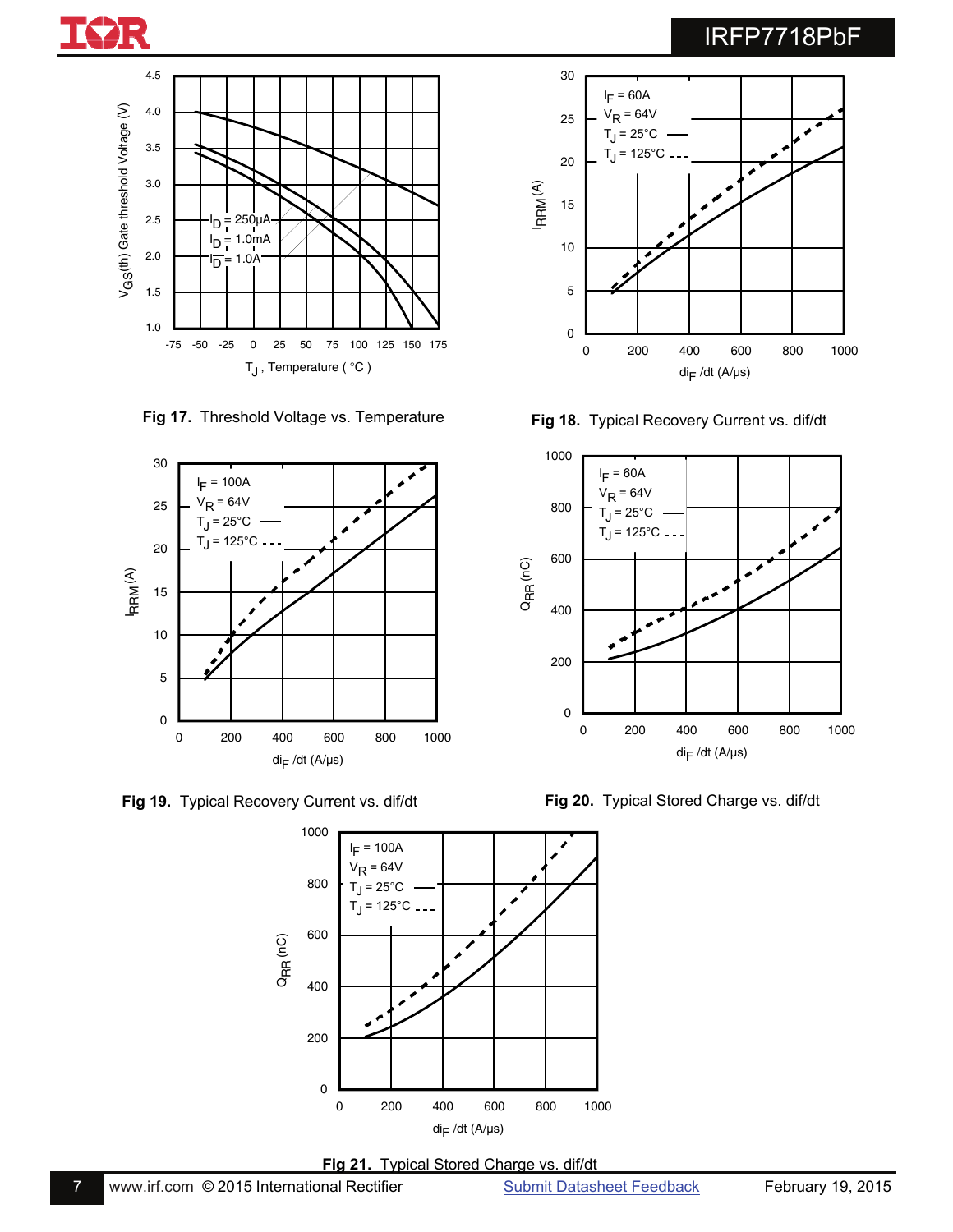Fig 17. Threshold Voltage vs. Temperature

Fig 18. Typical Recovery Current vs. dif/dt

Fig 19. Typical Recovery Current vs. dif/dt

Fig 20. Typical Stored Charge vs. dif/dt

Fig 21. Typical Stored Charge vs. dif/dt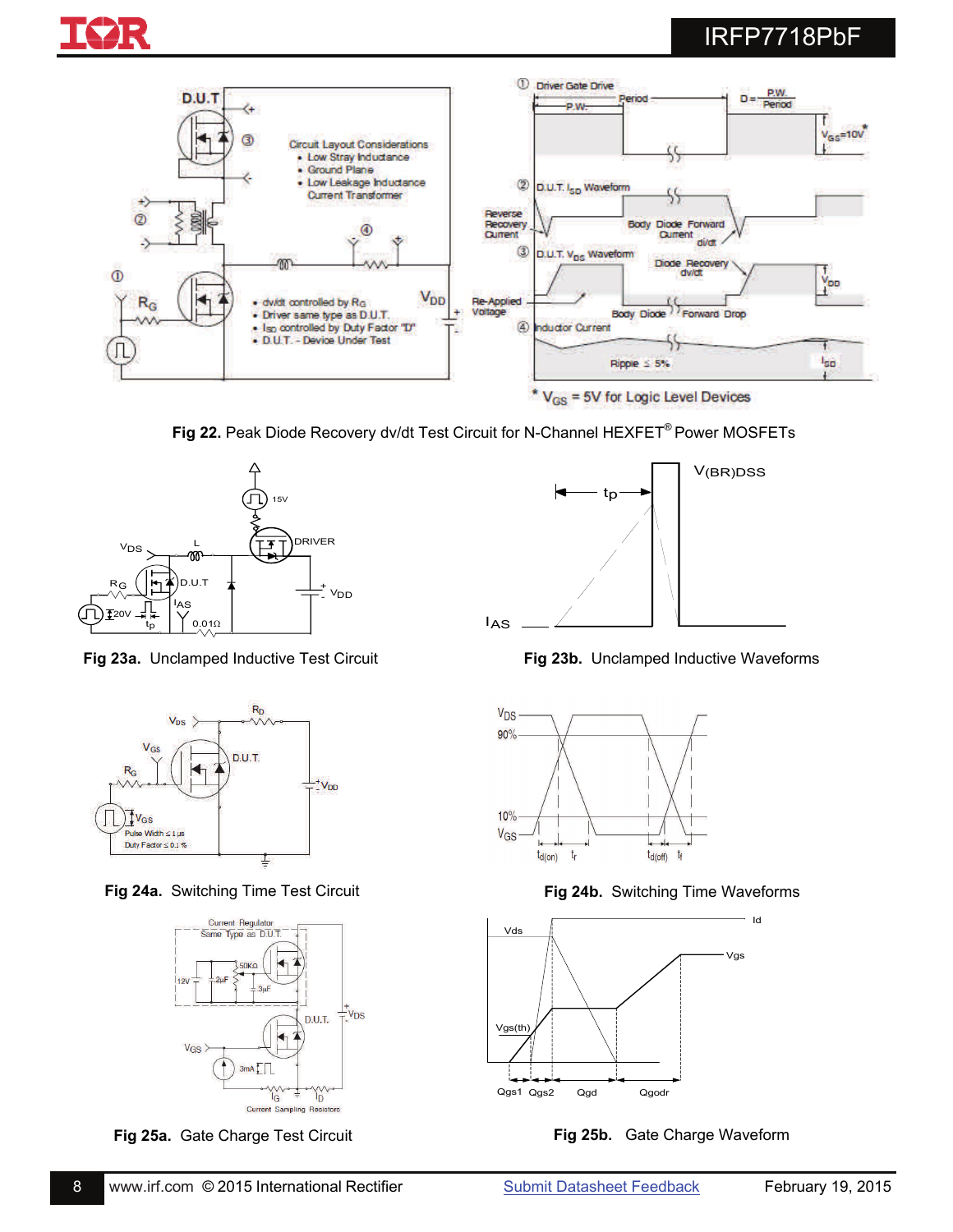**Fig 22.** Peak Diode Recovery dv/dt Test Circuit for N-Channel HEXFET® Power MOSFETs

**Fig 23a.** Unclamped Inductive Test Circuit

**Fig 23b.** Unclamped Inductive Waveforms

**Fig 24a.** Switching Time Test Circuit

**Fig 24b.** Switching Time Waveforms

**Fig 25a.** Gate Charge Test Circuit

**Fig 25b.** Gate Charge Waveform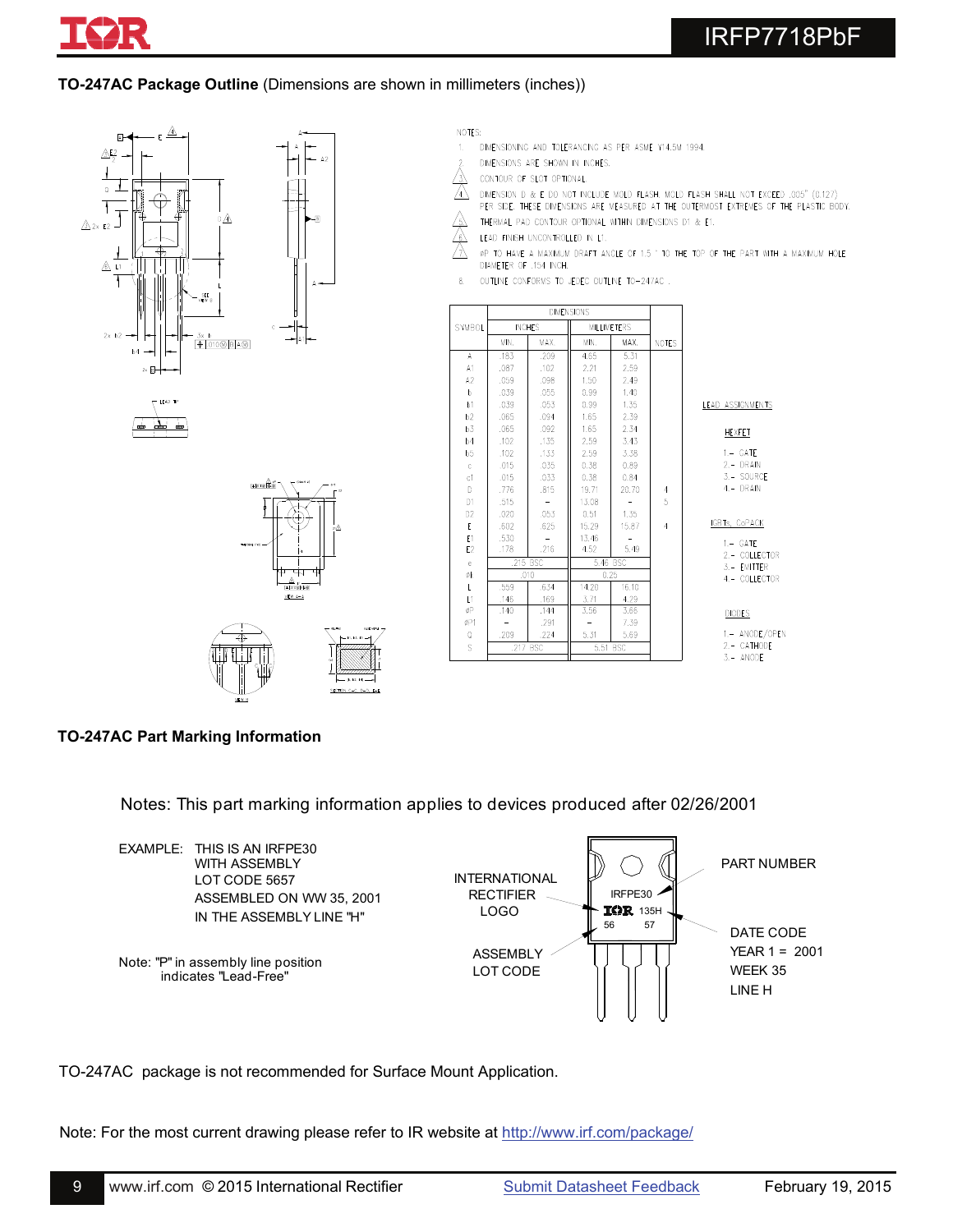## TO-247AC Package Outline (Dimensions are shown in millimeters (inches))

NOTES:

1. DIMENSIONING AND TOLERANCING AS PER ASME Y14.5M 1994.
2. DIMENSIONS ARE SHOWN IN INCHES.
3. CONTOUR OF SLOT OPTIONAL.
4. DIMENSION D & E DO NOT INCLUDE MOLD FLASH. MOLD FLASH SHALL NOT EXCEED .005" (0.127) PER SIDE. THESE DIMENSIONS ARE MEASURED AT THE OUTERMOST EXTREMES OF THE PLASTIC BODY.
5. THERMAL PAD CONTOUR OPTIONAL WITHIN DIMENSIONS D1 & E1.
6. LEAD FINISH UNCONTROLLED IN L1.
7. ØP TO HAVE A MAXIMUM DRAFT ANGLE OF 1.5 ° TO THE TOP OF THE PART WITH A MAXIMUM HOLE DIAMETER OF .154 INCH.
8. OUTLINE CONFORMS TO JEDEC OUTLINE TO-247AC .

| SYMBOL | INCHES MIN. | INCHES MAX. | MILLIMETERS MIN. | MILLIMETERS MAX. | NOTES |
|---|---|---|---|---|---|
| A | .183 | .209 | 4.65 | 5.31 | |
| A1 | .087 | .102 | 2.21 | 2.59 | |
| A2 | .059 | .098 | 1.50 | 2.49 | |
| b | .039 | .055 | 0.99 | 1.40 | |
| b1 | .039 | .053 | 0.99 | 1.35 | |
| b2 | .065 | .094 | 1.65 | 2.39 | |
| b3 | .065 | .092 | 1.65 | 2.34 | |
| b4 | .102 | .135 | 2.59 | 3.43 | |
| b5 | .102 | .133 | 2.59 | 3.38 | |
| c | .015 | .035 | 0.38 | 0.89 | |
| c1 | .015 | .033 | 0.38 | 0.84 | |
| D | .776 | .815 | 19.71 | 20.70 | 4 |
| D1 | .515 | - | 13.08 | - | 5 |
| D2 | .020 | .053 | 0.51 | 1.35 | |
| E | .602 | .625 | 15.29 | 15.87 | 4 |
| E1 | .530 | - | 13.46 | - | |
| E2 | .178 | .216 | 4.52 | 5.49 | |
| e | .215 BSC | | 5.46 BSC | | |
| Øk | .010 | | 0.25 | | |
| L | .559 | .634 | 14.20 | 16.10 | |
| L1 | .146 | .169 | 3.71 | 4.29 | |
| ØP | .140 | .144 | 3.56 | 3.66 | |
| ØP1 | - | .291 | - | 7.39 | |
| Q | .209 | .224 | 5.31 | 5.69 | |
| S | .217 BSC | | 5.51 BSC | | |

LEAD ASSIGNMENTS

HEXFET
1.- GATE
2.- DRAIN
3.- SOURCE
4.- DRAIN

IGBTs, CoPACK
1.- GATE
2.- COLLECTOR
3.- EMITTER
4.- COLLECTOR

DIODES
1.- ANODE/OPEN
2.- CATHODE
3.- ANODE

## TO-247AC Part Marking Information

Notes: This part marking information applies to devices produced after 02/26/2001

EXAMPLE: THIS IS AN IRFPE30 WITH ASSEMBLY LOT CODE 5657 ASSEMBLED ON WW 35, 2001 IN THE ASSEMBLY LINE "H"

Note: "P" in assembly line position indicates "Lead-Free"

INTERNATIONAL RECTIFIER LOGO

ASSEMBLY LOT CODE

PART NUMBER

DATE CODE
YEAR 1 = 2001
WEEK 35
LINE H

IRFPE30
IOR 135H
56 57

TO-247AC package is not recommended for Surface Mount Application.

Note: For the most current drawing please refer to IR website at http://www.irf.com/package/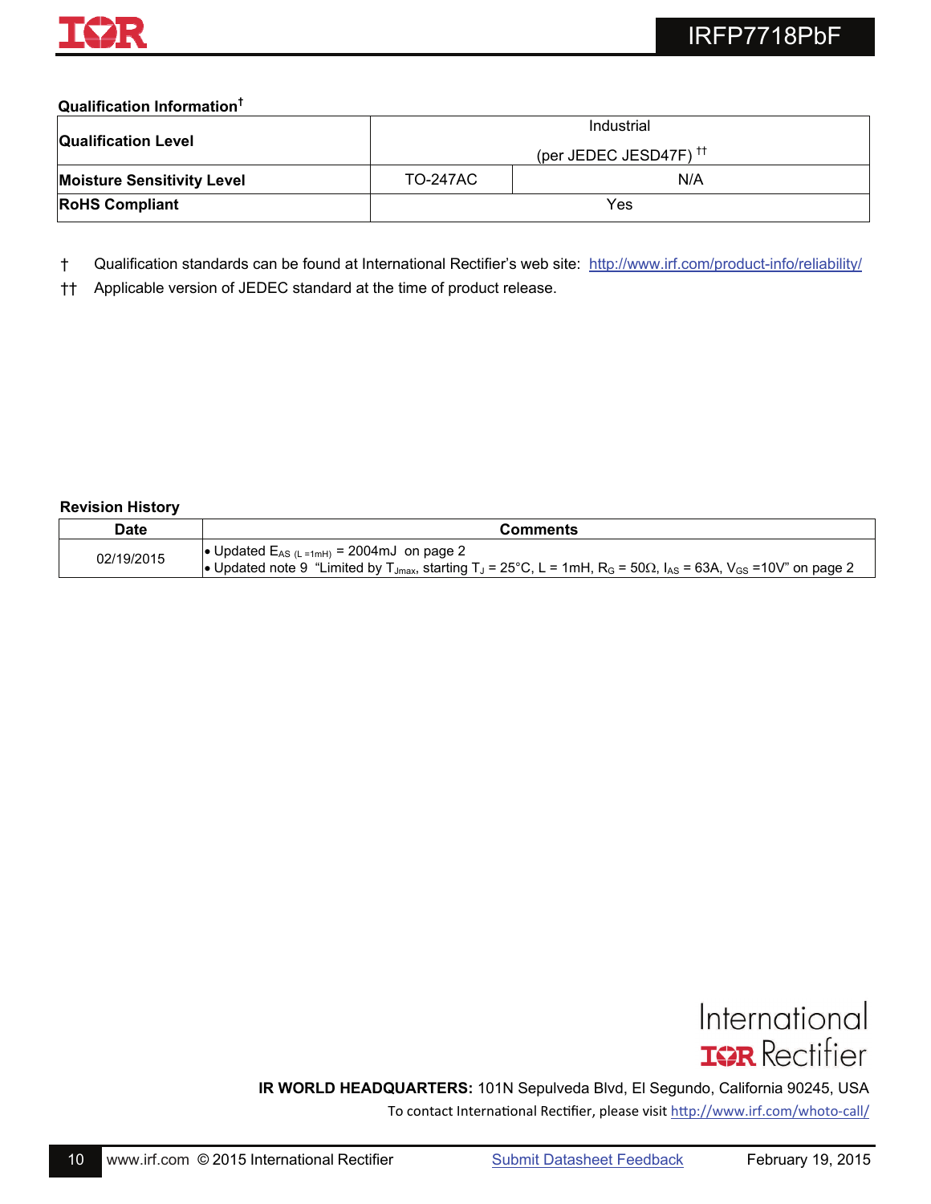**Qualification Information**†

| | | |
|---|---|---|
| **Qualification Level** | Industrial (per JEDEC JESD47F) †† | |
| **Moisture Sensitivity Level** | TO-247AC | N/A |
| **RoHS Compliant** | Yes | |

† Qualification standards can be found at International Rectifier's web site: http://www.irf.com/product-info/reliability/

†† Applicable version of JEDEC standard at the time of product release.

**Revision History**

| Date | Comments |
|---|---|
| 02/19/2015 | • Updated $E_{AS\ (L=1mH)}$ = 2004mJ on page 2<br>• Updated note 9 "Limited by $T_{Jmax}$, starting $T_J$ = 25°C, L = 1mH, $R_G$ = 50Ω, $I_{AS}$ = 63A, $V_{GS}$ =10V" on page 2 |

International Rectifier

**IR WORLD HEADQUARTERS:** 101N Sepulveda Blvd, El Segundo, California 90245, USA

To contact International Rectifier, please visit http://www.irf.com/whoto-call/